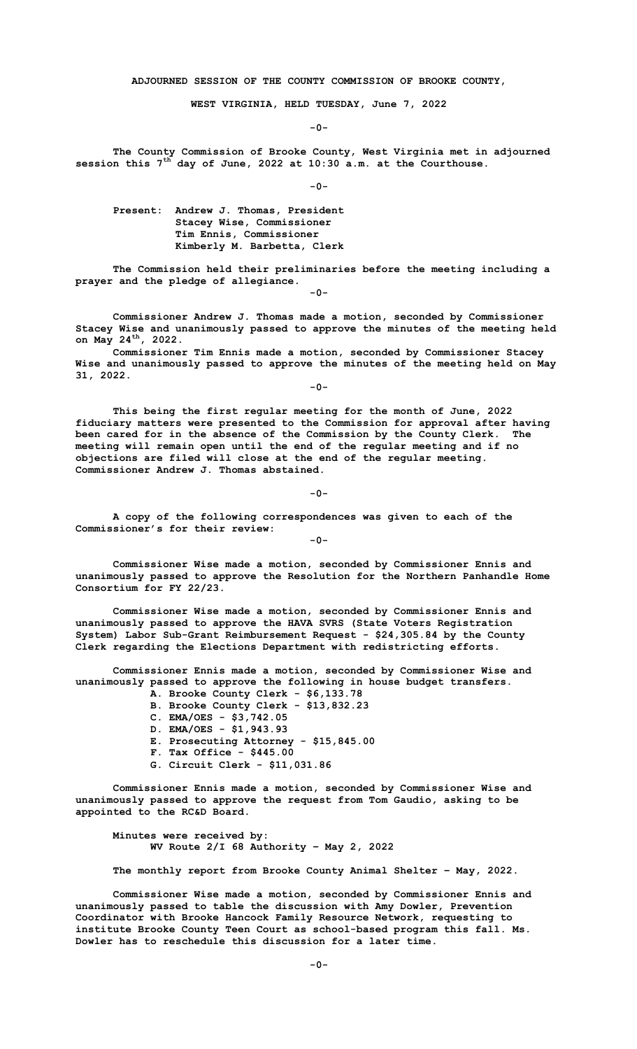**ADJOURNED SESSION OF THE COUNTY COMMISSION OF BROOKE COUNTY,**

**WEST VIRGINIA, HELD TUESDAY, June 7, 2022**

**-0-**

**The County Commission of Brooke County, West Virginia met in adjourned session this 7th day of June, 2022 at 10:30 a.m. at the Courthouse.**

**-0-**

**Present: Andrew J. Thomas, President**
**Stacey Wise, Commissioner**
**Tim Ennis, Commissioner**
**Kimberly M. Barbetta, Clerk**

**The Commission held their preliminaries before the meeting including a prayer and the pledge of allegiance.**

**-0-**

**Commissioner Andrew J. Thomas made a motion, seconded by Commissioner Stacey Wise and unanimously passed to approve the minutes of the meeting held on May 24th, 2022.**

**Commissioner Tim Ennis made a motion, seconded by Commissioner Stacey Wise and unanimously passed to approve the minutes of the meeting held on May 31, 2022.**

**-0-**

**This being the first regular meeting for the month of June, 2022 fiduciary matters were presented to the Commission for approval after having been cared for in the absence of the Commission by the County Clerk. The meeting will remain open until the end of the regular meeting and if no objections are filed will close at the end of the regular meeting. Commissioner Andrew J. Thomas abstained.**

**-0-**

**A copy of the following correspondences was given to each of the Commissioner's for their review:**

**-0-**

**Commissioner Wise made a motion, seconded by Commissioner Ennis and unanimously passed to approve the Resolution for the Northern Panhandle Home Consortium for FY 22/23.**

**Commissioner Wise made a motion, seconded by Commissioner Ennis and unanimously passed to approve the HAVA SVRS (State Voters Registration System) Labor Sub-Grant Reimbursement Request - $24,305.84 by the County Clerk regarding the Elections Department with redistricting efforts.**

**Commissioner Ennis made a motion, seconded by Commissioner Wise and unanimously passed to approve the following in house budget transfers.**

- **A. Brooke County Clerk - $6,133.78**
- **B. Brooke County Clerk - $13,832.23**
- **C. EMA/OES - $3,742.05**
- **D. EMA/OES - $1,943.93**
- **E. Prosecuting Attorney - $15,845.00**
- **F. Tax Office - $445.00**
- **G. Circuit Clerk - $11,031.86**

**Commissioner Ennis made a motion, seconded by Commissioner Wise and unanimously passed to approve the request from Tom Gaudio, asking to be appointed to the RC&D Board.**

**Minutes were received by:**
**WV Route 2/I 68 Authority – May 2, 2022**

**The monthly report from Brooke County Animal Shelter – May, 2022.**

**Commissioner Wise made a motion, seconded by Commissioner Ennis and unanimously passed to table the discussion with Amy Dowler, Prevention Coordinator with Brooke Hancock Family Resource Network, requesting to institute Brooke County Teen Court as school-based program this fall. Ms. Dowler has to reschedule this discussion for a later time.**

**-0-**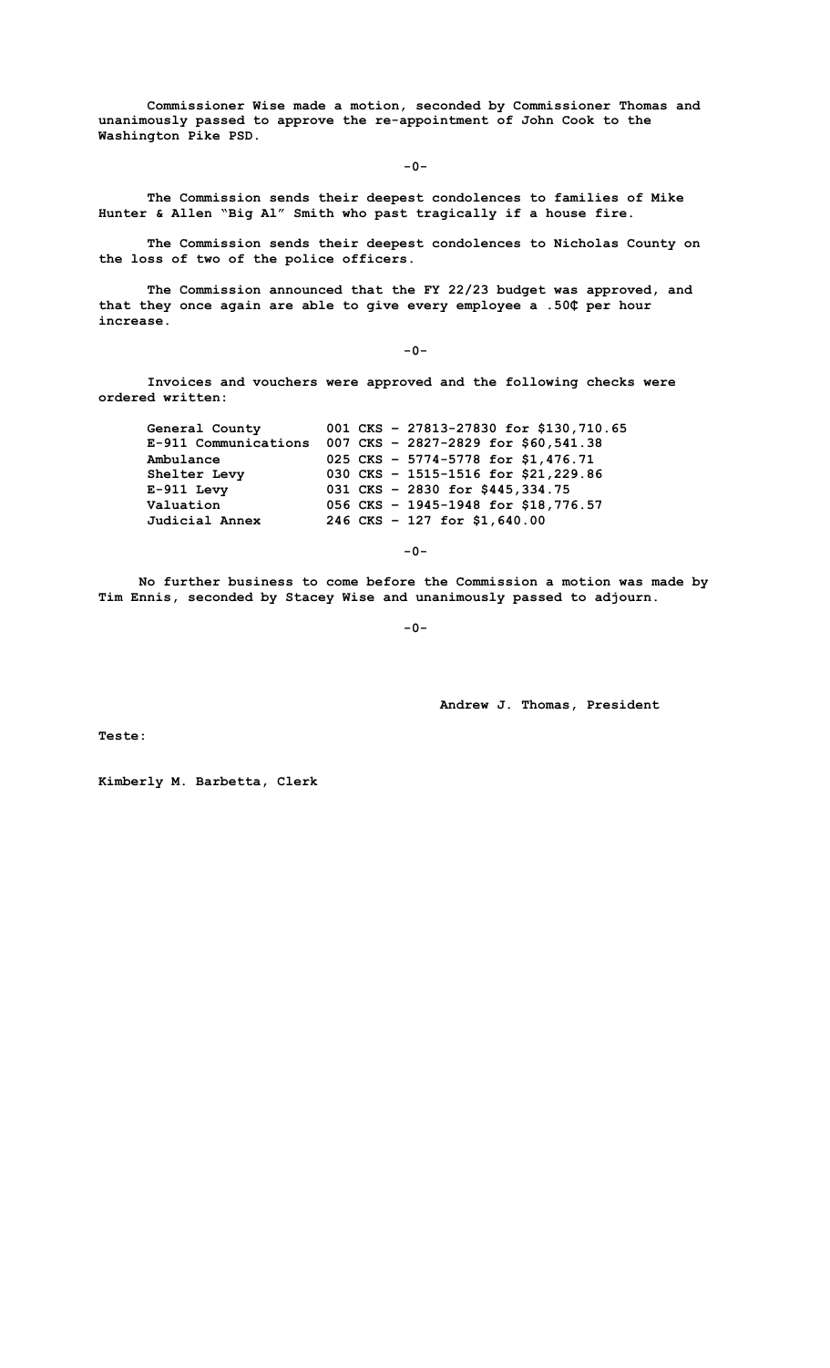**Commissioner Wise made a motion, seconded by Commissioner Thomas and unanimously passed to approve the re-appointment of John Cook to the Washington Pike PSD.**

**-0-**

**The Commission sends their deepest condolences to families of Mike Hunter & Allen "Big Al" Smith who past tragically if a house fire.**

**The Commission sends their deepest condolences to Nicholas County on the loss of two of the police officers.**

**The Commission announced that the FY 22/23 budget was approved, and that they once again are able to give every employee a .50¢ per hour increase.**

**-0-**

**Invoices and vouchers were approved and the following checks were ordered written:**

| | |
|---|---|
| **General County** | **001 CKS – 27813-27830 for $130,710.65** |
| **E-911 Communications** | **007 CKS – 2827-2829 for $60,541.38** |
| **Ambulance** | **025 CKS – 5774-5778 for $1,476.71** |
| **Shelter Levy** | **030 CKS – 1515-1516 for $21,229.86** |
| **E-911 Levy** | **031 CKS – 2830 for $445,334.75** |
| **Valuation** | **056 CKS – 1945-1948 for $18,776.57** |
| **Judicial Annex** | **246 CKS – 127 for $1,640.00** |

**-0-**

**No further business to come before the Commission a motion was made by Tim Ennis, seconded by Stacey Wise and unanimously passed to adjourn.**

**-0-**

**Andrew J. Thomas, President**

**Teste:**

**Kimberly M. Barbetta, Clerk**